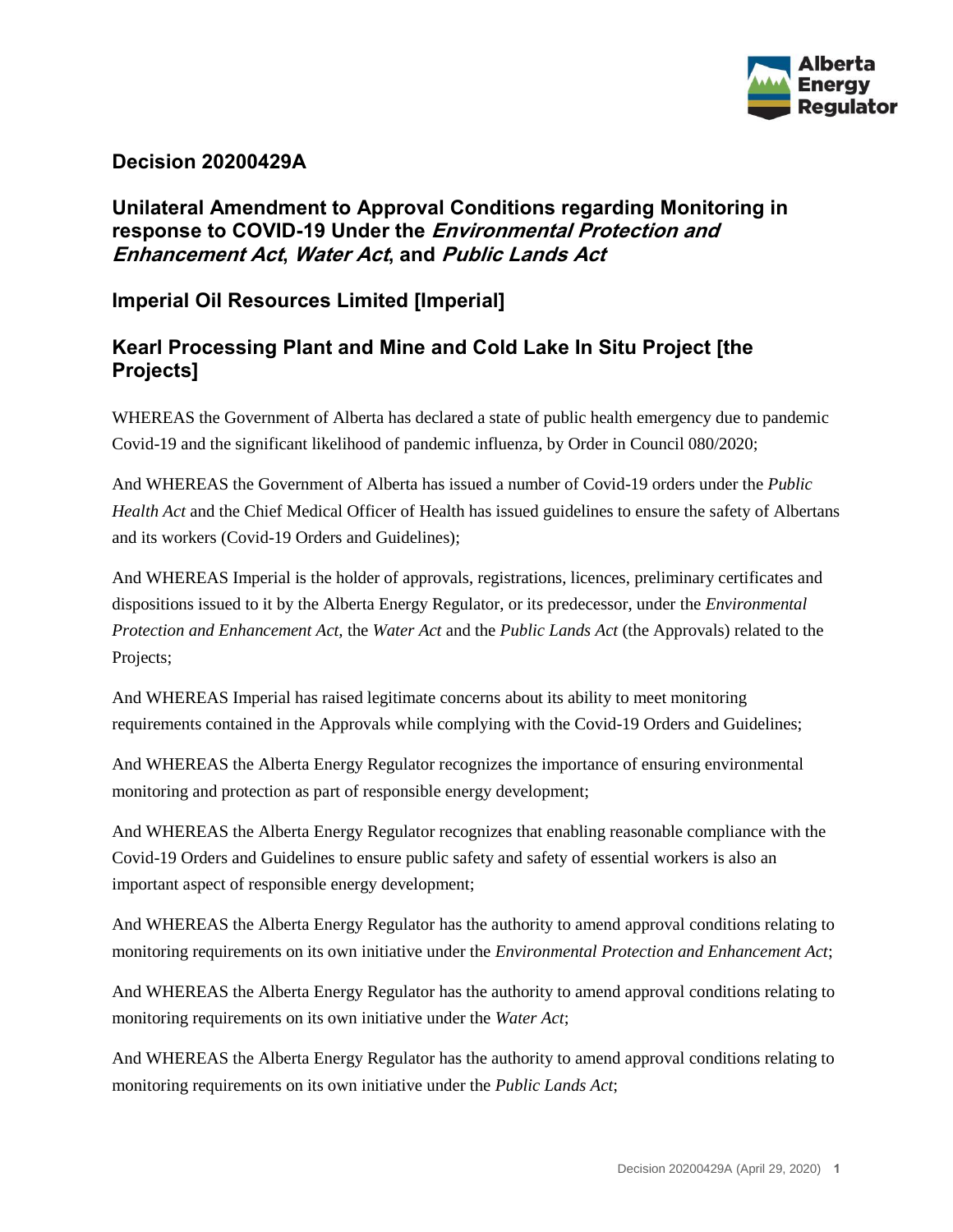# Decision 20200429A

## Unilateral Amendment to Approval Conditions regarding Monitoring in response to COVID-19 Under the *Environmental Protection and Enhancement Act*, *Water Act*, and *Public Lands Act*

## Imperial Oil Resources Limited [Imperial]

## Kearl Processing Plant and Mine and Cold Lake In Situ Project [the Projects]

WHEREAS the Government of Alberta has declared a state of public health emergency due to pandemic Covid-19 and the significant likelihood of pandemic influenza, by Order in Council 080/2020;

And WHEREAS the Government of Alberta has issued a number of Covid-19 orders under the *Public Health Act* and the Chief Medical Officer of Health has issued guidelines to ensure the safety of Albertans and its workers (Covid-19 Orders and Guidelines);

And WHEREAS Imperial is the holder of approvals, registrations, licences, preliminary certificates and dispositions issued to it by the Alberta Energy Regulator, or its predecessor, under the *Environmental Protection and Enhancement Act,* the *Water Act* and the *Public Lands Act* (the Approvals) related to the Projects;

And WHEREAS Imperial has raised legitimate concerns about its ability to meet monitoring requirements contained in the Approvals while complying with the Covid-19 Orders and Guidelines;

And WHEREAS the Alberta Energy Regulator recognizes the importance of ensuring environmental monitoring and protection as part of responsible energy development;

And WHEREAS the Alberta Energy Regulator recognizes that enabling reasonable compliance with the Covid-19 Orders and Guidelines to ensure public safety and safety of essential workers is also an important aspect of responsible energy development;

And WHEREAS the Alberta Energy Regulator has the authority to amend approval conditions relating to monitoring requirements on its own initiative under the *Environmental Protection and Enhancement Act*;

And WHEREAS the Alberta Energy Regulator has the authority to amend approval conditions relating to monitoring requirements on its own initiative under the *Water Act*;

And WHEREAS the Alberta Energy Regulator has the authority to amend approval conditions relating to monitoring requirements on its own initiative under the *Public Lands Act*;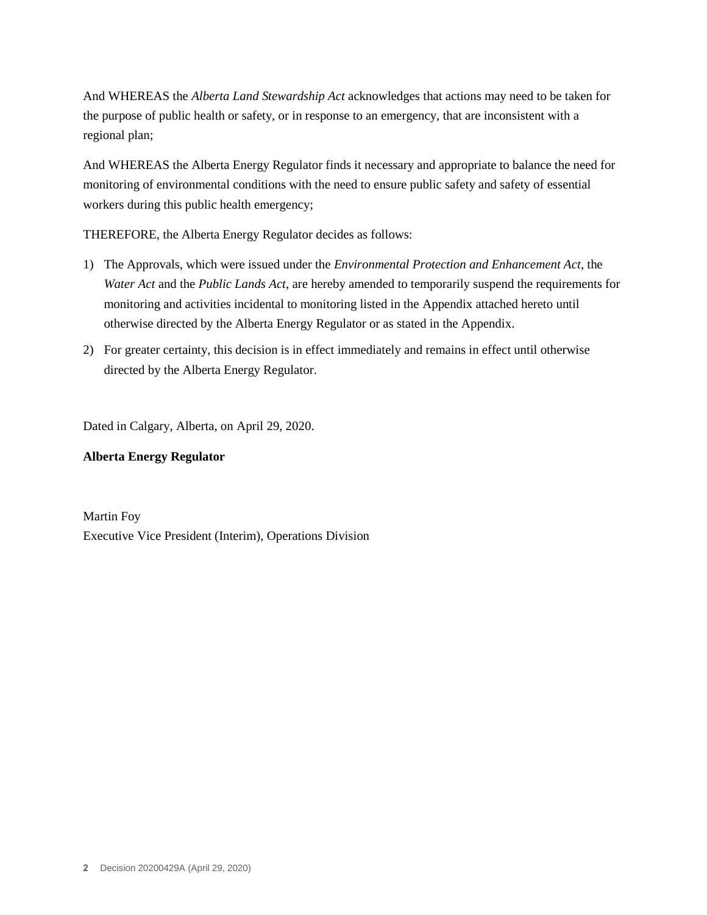And WHEREAS the *Alberta Land Stewardship Act* acknowledges that actions may need to be taken for the purpose of public health or safety, or in response to an emergency, that are inconsistent with a regional plan;

And WHEREAS the Alberta Energy Regulator finds it necessary and appropriate to balance the need for monitoring of environmental conditions with the need to ensure public safety and safety of essential workers during this public health emergency;

THEREFORE, the Alberta Energy Regulator decides as follows:

1) The Approvals, which were issued under the *Environmental Protection and Enhancement Act*, the *Water Act* and the *Public Lands Act*, are hereby amended to temporarily suspend the requirements for monitoring and activities incidental to monitoring listed in the Appendix attached hereto until otherwise directed by the Alberta Energy Regulator or as stated in the Appendix.
2) For greater certainty, this decision is in effect immediately and remains in effect until otherwise directed by the Alberta Energy Regulator.

Dated in Calgary, Alberta, on April 29, 2020.

**Alberta Energy Regulator**

Martin Foy
Executive Vice President (Interim), Operations Division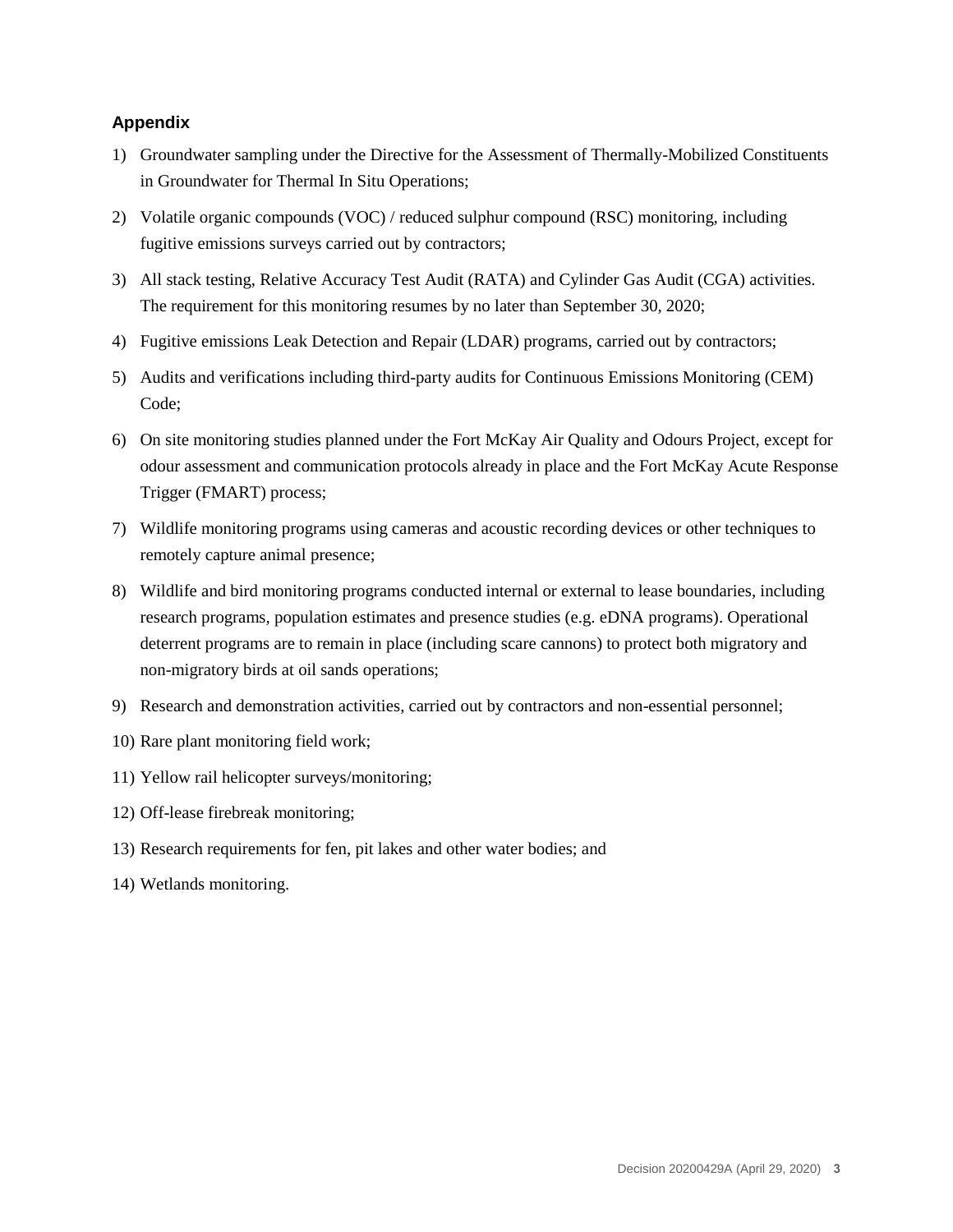## Appendix

1) Groundwater sampling under the Directive for the Assessment of Thermally-Mobilized Constituents in Groundwater for Thermal In Situ Operations;
2) Volatile organic compounds (VOC) / reduced sulphur compound (RSC) monitoring, including fugitive emissions surveys carried out by contractors;
3) All stack testing, Relative Accuracy Test Audit (RATA) and Cylinder Gas Audit (CGA) activities. The requirement for this monitoring resumes by no later than September 30, 2020;
4) Fugitive emissions Leak Detection and Repair (LDAR) programs, carried out by contractors;
5) Audits and verifications including third-party audits for Continuous Emissions Monitoring (CEM) Code;
6) On site monitoring studies planned under the Fort McKay Air Quality and Odours Project, except for odour assessment and communication protocols already in place and the Fort McKay Acute Response Trigger (FMART) process;
7) Wildlife monitoring programs using cameras and acoustic recording devices or other techniques to remotely capture animal presence;
8) Wildlife and bird monitoring programs conducted internal or external to lease boundaries, including research programs, population estimates and presence studies (e.g. eDNA programs). Operational deterrent programs are to remain in place (including scare cannons) to protect both migratory and non-migratory birds at oil sands operations;
9) Research and demonstration activities, carried out by contractors and non-essential personnel;
10) Rare plant monitoring field work;
11) Yellow rail helicopter surveys/monitoring;
12) Off-lease firebreak monitoring;
13) Research requirements for fen, pit lakes and other water bodies; and
14) Wetlands monitoring.